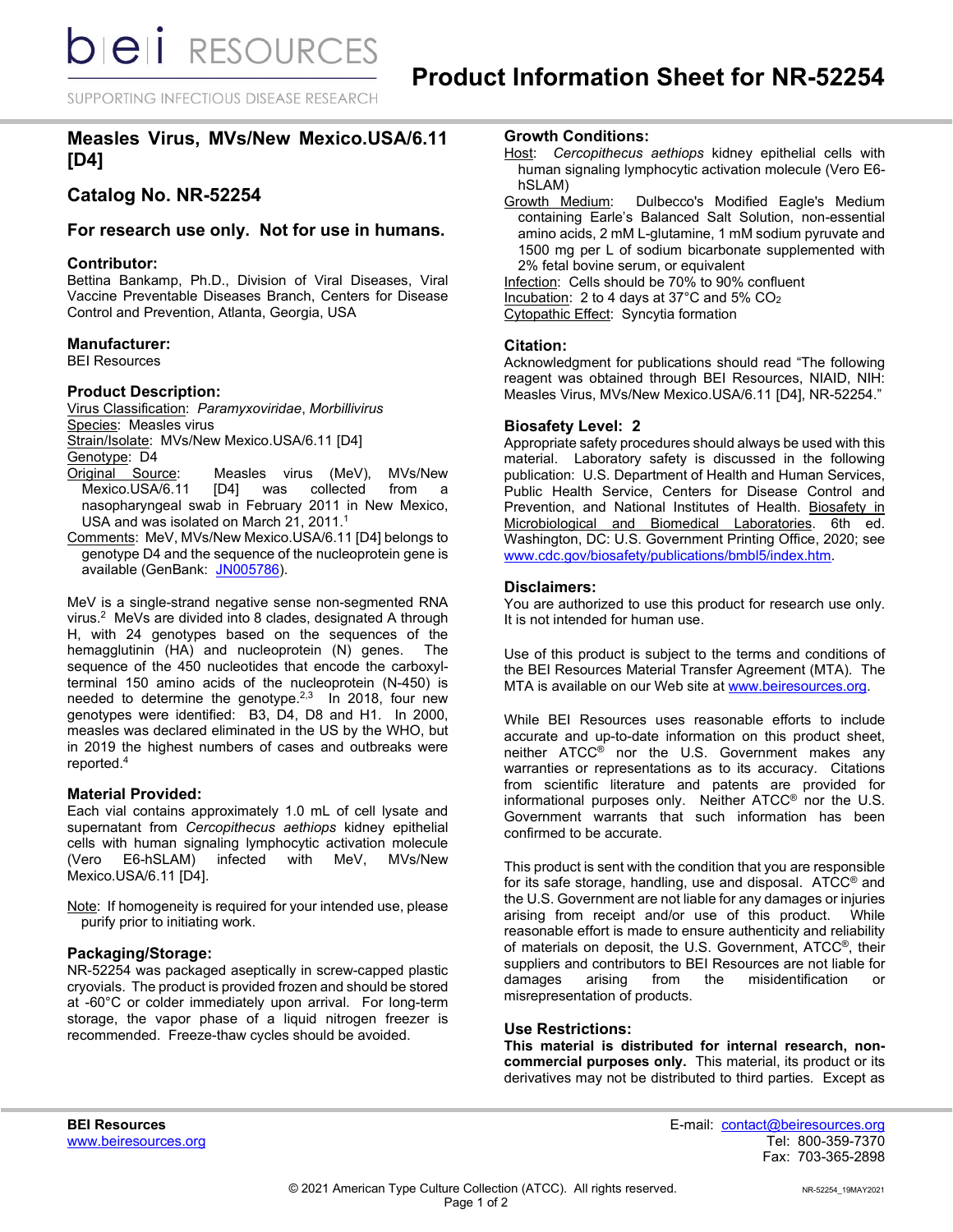# Product Information Sheet for NR-52254

## Measles Virus, MVs/New Mexico.USA/6.11 [D4]

## Catalog No. NR-52254

### For research use only. Not for use in humans.

### Contributor:

Bettina Bankamp, Ph.D., Division of Viral Diseases, Viral Vaccine Preventable Diseases Branch, Centers for Disease Control and Prevention, Atlanta, Georgia, USA

### Manufacturer:

BEI Resources

### Product Description:

Virus Classification: *Paramyxoviridae*, *Morbillivirus*
Species: Measles virus
Strain/Isolate: MVs/New Mexico.USA/6.11 [D4]
Genotype: D4
Original Source: Measles virus (MeV), MVs/New Mexico.USA/6.11 [D4] was collected from a nasopharyngeal swab in February 2011 in New Mexico, USA and was isolated on March 21, 2011.[1]
Comments: MeV, MVs/New Mexico.USA/6.11 [D4] belongs to genotype D4 and the sequence of the nucleoprotein gene is available (GenBank: JN005786).

MeV is a single-strand negative sense non-segmented RNA virus.[2] MeVs are divided into 8 clades, designated A through H, with 24 genotypes based on the sequences of the hemagglutinin (HA) and nucleoprotein (N) genes. The sequence of the 450 nucleotides that encode the carboxyl-terminal 150 amino acids of the nucleoprotein (N-450) is needed to determine the genotype.[2,3] In 2018, four new genotypes were identified: B3, D4, D8 and H1. In 2000, measles was declared eliminated in the US by the WHO, but in 2019 the highest numbers of cases and outbreaks were reported.[4]

### Material Provided:

Each vial contains approximately 1.0 mL of cell lysate and supernatant from *Cercopithecus aethiops* kidney epithelial cells with human signaling lymphocytic activation molecule (Vero E6-hSLAM) infected with MeV, MVs/New Mexico.USA/6.11 [D4].

Note: If homogeneity is required for your intended use, please purify prior to initiating work.

### Packaging/Storage:

NR-52254 was packaged aseptically in screw-capped plastic cryovials. The product is provided frozen and should be stored at -60°C or colder immediately upon arrival. For long-term storage, the vapor phase of a liquid nitrogen freezer is recommended. Freeze-thaw cycles should be avoided.

### Growth Conditions:

Host: *Cercopithecus aethiops* kidney epithelial cells with human signaling lymphocytic activation molecule (Vero E6-hSLAM)
Growth Medium: Dulbecco's Modified Eagle's Medium containing Earle's Balanced Salt Solution, non-essential amino acids, 2 mM L-glutamine, 1 mM sodium pyruvate and 1500 mg per L of sodium bicarbonate supplemented with 2% fetal bovine serum, or equivalent
Infection: Cells should be 70% to 90% confluent
Incubation: 2 to 4 days at 37°C and 5% $CO_2$
Cytopathic Effect: Syncytia formation

### Citation:

Acknowledgment for publications should read "The following reagent was obtained through BEI Resources, NIAID, NIH: Measles Virus, MVs/New Mexico.USA/6.11 [D4], NR-52254."

### Biosafety Level: 2

Appropriate safety procedures should always be used with this material. Laboratory safety is discussed in the following publication: U.S. Department of Health and Human Services, Public Health Service, Centers for Disease Control and Prevention, and National Institutes of Health. Biosafety in Microbiological and Biomedical Laboratories. 6th ed. Washington, DC: U.S. Government Printing Office, 2020; see www.cdc.gov/biosafety/publications/bmbl5/index.htm.

### Disclaimers:

You are authorized to use this product for research use only. It is not intended for human use.

Use of this product is subject to the terms and conditions of the BEI Resources Material Transfer Agreement (MTA). The MTA is available on our Web site at www.beiresources.org.

While BEI Resources uses reasonable efforts to include accurate and up-to-date information on this product sheet, neither ATCC® nor the U.S. Government makes any warranties or representations as to its accuracy. Citations from scientific literature and patents are provided for informational purposes only. Neither ATCC® nor the U.S. Government warrants that such information has been confirmed to be accurate.

This product is sent with the condition that you are responsible for its safe storage, handling, use and disposal. ATCC® and the U.S. Government are not liable for any damages or injuries arising from receipt and/or use of this product. While reasonable effort is made to ensure authenticity and reliability of materials on deposit, the U.S. Government, ATCC®, their suppliers and contributors to BEI Resources are not liable for damages arising from the misidentification or misrepresentation of products.

### Use Restrictions:

**This material is distributed for internal research, non-commercial purposes only.** This material, its product or its derivatives may not be distributed to third parties. Except as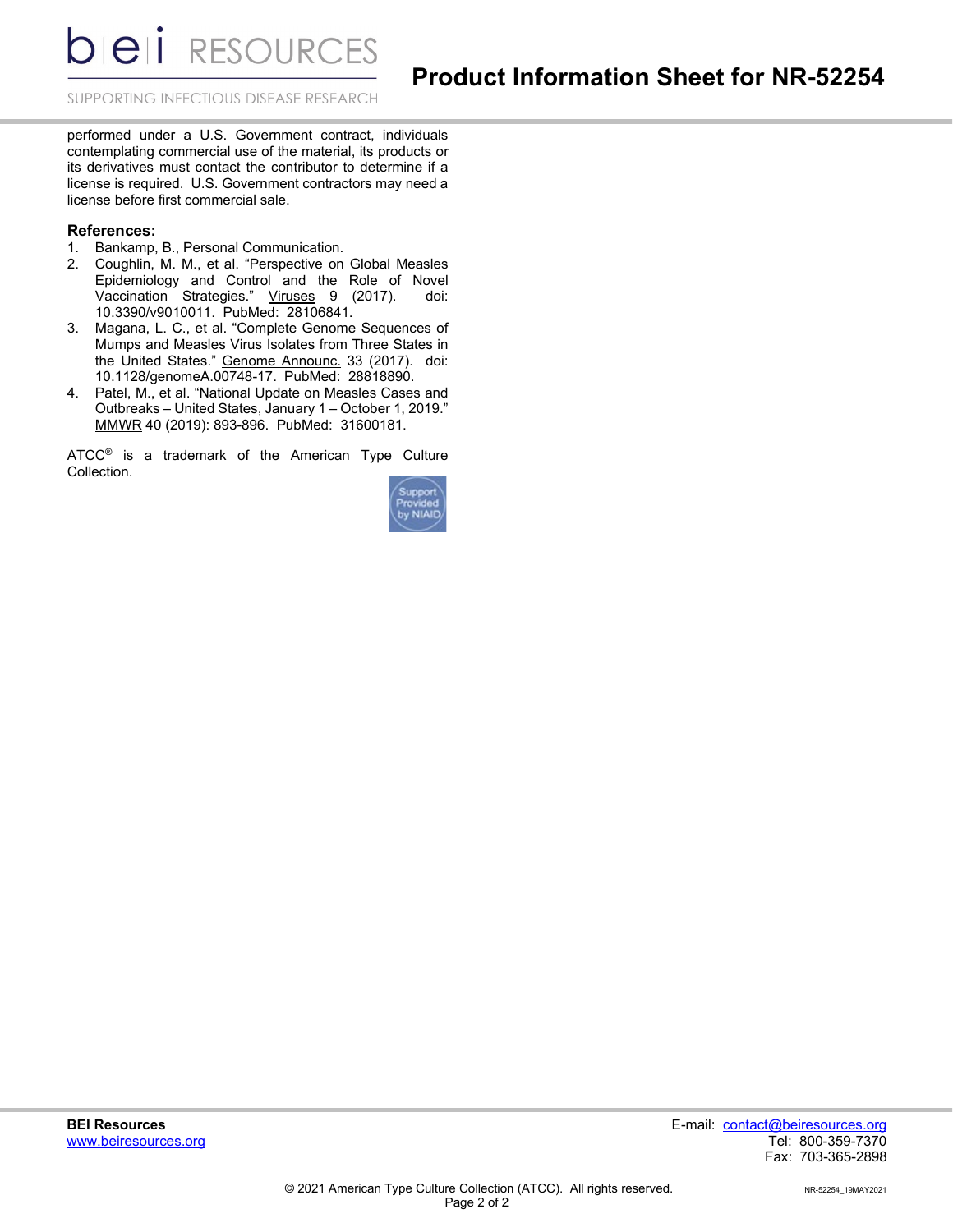performed under a U.S. Government contract, individuals contemplating commercial use of the material, its products or its derivatives must contact the contributor to determine if a license is required. U.S. Government contractors may need a license before first commercial sale.

## References:

1. Bankamp, B., Personal Communication.
2. Coughlin, M. M., et al. "Perspective on Global Measles Epidemiology and Control and the Role of Novel Vaccination Strategies." Viruses 9 (2017). doi: 10.3390/v9010011. PubMed: 28106841.
3. Magana, L. C., et al. "Complete Genome Sequences of Mumps and Measles Virus Isolates from Three States in the United States." Genome Announc. 33 (2017). doi: 10.1128/genomeA.00748-17. PubMed: 28818890.
4. Patel, M., et al. "National Update on Measles Cases and Outbreaks – United States, January 1 – October 1, 2019." MMWR 40 (2019): 893-896. PubMed: 31600181.

ATCC® is a trademark of the American Type Culture Collection.

Support Provided by NIAID